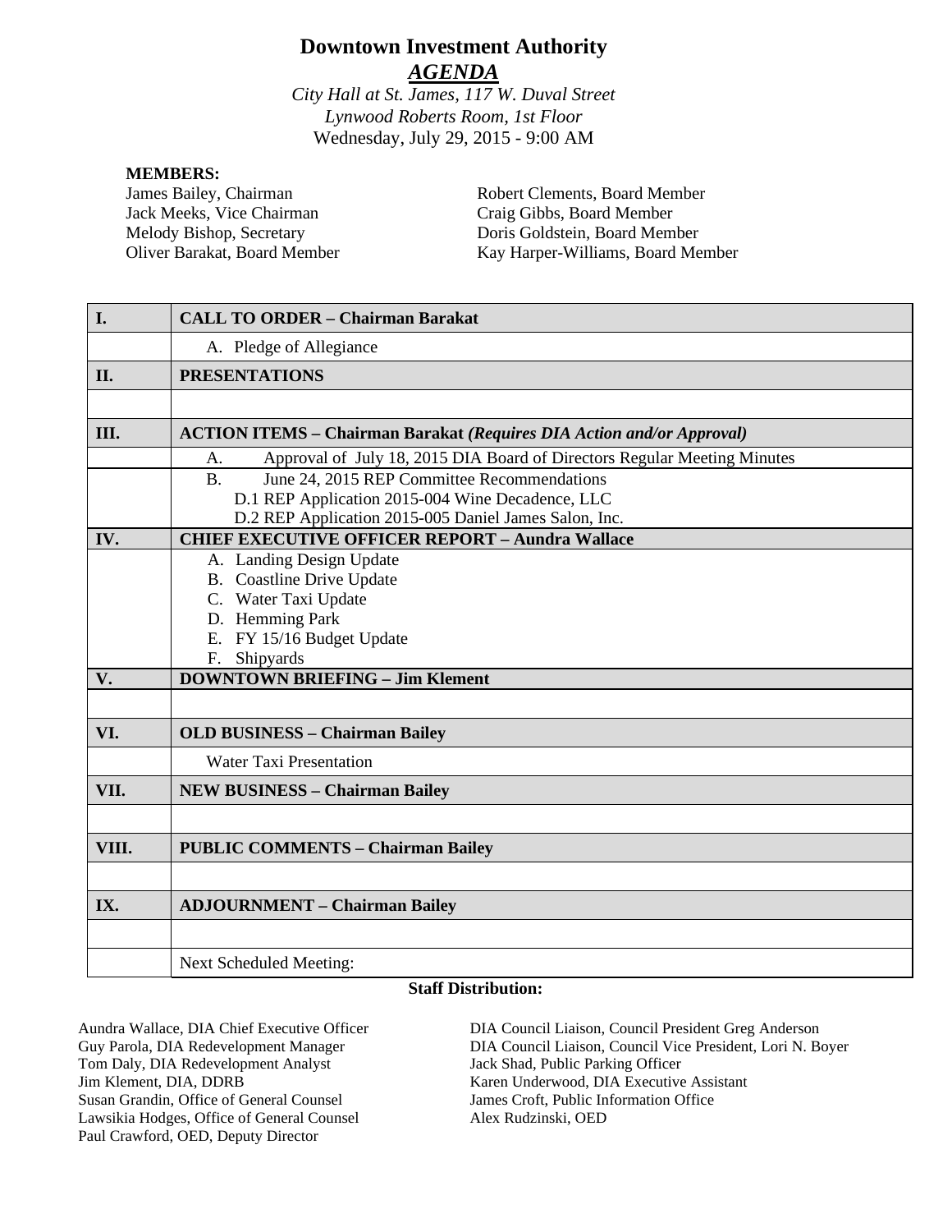# Downtown Investment Authority

## *AGENDA*

*City Hall at St. James, 117 W. Duval Street*
*Lynwood Roberts Room, 1st Floor*
Wednesday, July 29, 2015 - 9:00 AM

**MEMBERS:**

James Bailey, Chairman
Jack Meeks, Vice Chairman
Melody Bishop, Secretary
Oliver Barakat, Board Member
Robert Clements, Board Member
Craig Gibbs, Board Member
Doris Goldstein, Board Member
Kay Harper-Williams, Board Member

| | |
|---|---|
| **I.** | **CALL TO ORDER – Chairman Barakat** |
| | A. Pledge of Allegiance |
| **II.** | **PRESENTATIONS** |
| | |
| **III.** | **ACTION ITEMS – Chairman Barakat *(Requires DIA Action and/or Approval)*** |
| | A. Approval of July 18, 2015 DIA Board of Directors Regular Meeting Minutes |
| | B. June 24, 2015 REP Committee Recommendations<br>D.1 REP Application 2015-004 Wine Decadence, LLC<br>D.2 REP Application 2015-005 Daniel James Salon, Inc. |
| **IV.** | **CHIEF EXECUTIVE OFFICER REPORT – Aundra Wallace** |
| | A. Landing Design Update<br>B. Coastline Drive Update<br>C. Water Taxi Update<br>D. Hemming Park<br>E. FY 15/16 Budget Update<br>F. Shipyards |
| **V.** | **DOWNTOWN BRIEFING – Jim Klement** |
| | |
| **VI.** | **OLD BUSINESS – Chairman Bailey** |
| | Water Taxi Presentation |
| **VII.** | **NEW BUSINESS – Chairman Bailey** |
| | |
| **VIII.** | **PUBLIC COMMENTS – Chairman Bailey** |
| | |
| **IX.** | **ADJOURNMENT – Chairman Bailey** |
| | |
| | Next Scheduled Meeting: |

**Staff Distribution:**

Aundra Wallace, DIA Chief Executive Officer
Guy Parola, DIA Redevelopment Manager
Tom Daly, DIA Redevelopment Analyst
Jim Klement, DIA, DDRB
Susan Grandin, Office of General Counsel
Lawsikia Hodges, Office of General Counsel
Paul Crawford, OED, Deputy Director
DIA Council Liaison, Council President Greg Anderson
DIA Council Liaison, Council Vice President, Lori N. Boyer
Jack Shad, Public Parking Officer
Karen Underwood, DIA Executive Assistant
James Croft, Public Information Office
Alex Rudzinski, OED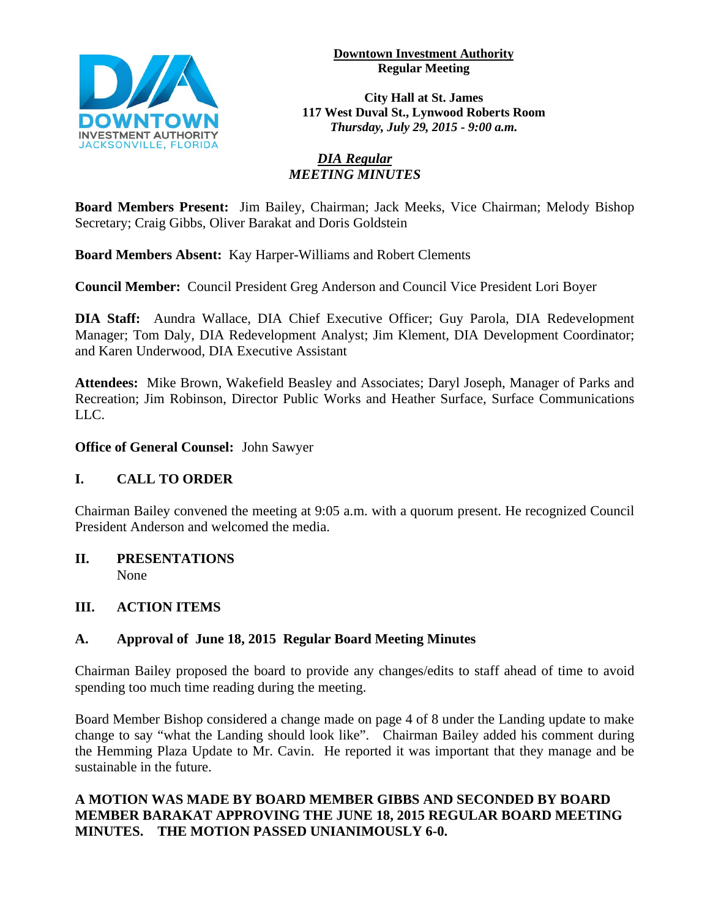**Downtown Investment Authority**
**Regular Meeting**

**City Hall at St. James**
**117 West Duval St., Lynwood Roberts Room**
***Thursday, July 29, 2015 - 9:00 a.m.***

***DIA Regular***
***MEETING MINUTES***

**Board Members Present:** Jim Bailey, Chairman; Jack Meeks, Vice Chairman; Melody Bishop Secretary; Craig Gibbs, Oliver Barakat and Doris Goldstein

**Board Members Absent:** Kay Harper-Williams and Robert Clements

**Council Member:** Council President Greg Anderson and Council Vice President Lori Boyer

**DIA Staff:** Aundra Wallace, DIA Chief Executive Officer; Guy Parola, DIA Redevelopment Manager; Tom Daly, DIA Redevelopment Analyst; Jim Klement, DIA Development Coordinator; and Karen Underwood, DIA Executive Assistant

**Attendees:** Mike Brown, Wakefield Beasley and Associates; Daryl Joseph, Manager of Parks and Recreation; Jim Robinson, Director Public Works and Heather Surface, Surface Communications LLC.

**Office of General Counsel:** John Sawyer

## I. CALL TO ORDER

Chairman Bailey convened the meeting at 9:05 a.m. with a quorum present. He recognized Council President Anderson and welcomed the media.

## II. PRESENTATIONS

None

## III. ACTION ITEMS

### A. Approval of June 18, 2015 Regular Board Meeting Minutes

Chairman Bailey proposed the board to provide any changes/edits to staff ahead of time to avoid spending too much time reading during the meeting.

Board Member Bishop considered a change made on page 4 of 8 under the Landing update to make change to say "what the Landing should look like". Chairman Bailey added his comment during the Hemming Plaza Update to Mr. Cavin. He reported it was important that they manage and be sustainable in the future.

**A MOTION WAS MADE BY BOARD MEMBER GIBBS AND SECONDED BY BOARD MEMBER BARAKAT APPROVING THE JUNE 18, 2015 REGULAR BOARD MEETING MINUTES. THE MOTION PASSED UNIANIMOUSLY 6-0.**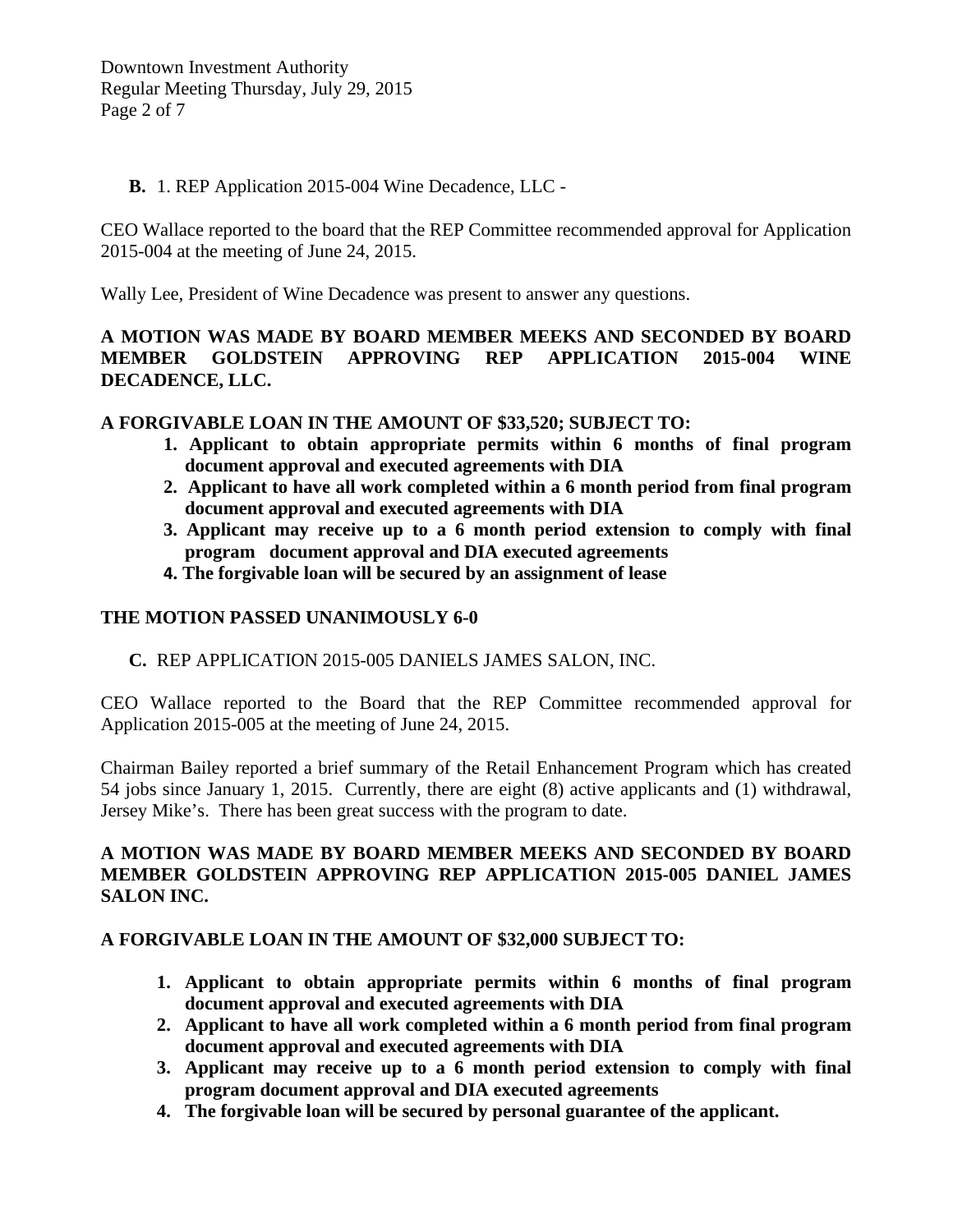**B.** 1. REP Application 2015-004 Wine Decadence, LLC -

CEO Wallace reported to the board that the REP Committee recommended approval for Application 2015-004 at the meeting of June 24, 2015.

Wally Lee, President of Wine Decadence was present to answer any questions.

**A MOTION WAS MADE BY BOARD MEMBER MEEKS AND SECONDED BY BOARD MEMBER GOLDSTEIN APPROVING REP APPLICATION 2015-004 WINE DECADENCE, LLC.**

**A FORGIVABLE LOAN IN THE AMOUNT OF $33,520; SUBJECT TO:**

1. **Applicant to obtain appropriate permits within 6 months of final program document approval and executed agreements with DIA**
2. **Applicant to have all work completed within a 6 month period from final program document approval and executed agreements with DIA**
3. **Applicant may receive up to a 6 month period extension to comply with final program document approval and DIA executed agreements**
4. **The forgivable loan will be secured by an assignment of lease**

**THE MOTION PASSED UNANIMOUSLY 6-0**

**C.** REP APPLICATION 2015-005 DANIELS JAMES SALON, INC.

CEO Wallace reported to the Board that the REP Committee recommended approval for Application 2015-005 at the meeting of June 24, 2015.

Chairman Bailey reported a brief summary of the Retail Enhancement Program which has created 54 jobs since January 1, 2015. Currently, there are eight (8) active applicants and (1) withdrawal, Jersey Mike's. There has been great success with the program to date.

**A MOTION WAS MADE BY BOARD MEMBER MEEKS AND SECONDED BY BOARD MEMBER GOLDSTEIN APPROVING REP APPLICATION 2015-005 DANIEL JAMES SALON INC.**

**A FORGIVABLE LOAN IN THE AMOUNT OF $32,000 SUBJECT TO:**

1. **Applicant to obtain appropriate permits within 6 months of final program document approval and executed agreements with DIA**
2. **Applicant to have all work completed within a 6 month period from final program document approval and executed agreements with DIA**
3. **Applicant may receive up to a 6 month period extension to comply with final program document approval and DIA executed agreements**
4. **The forgivable loan will be secured by personal guarantee of the applicant.**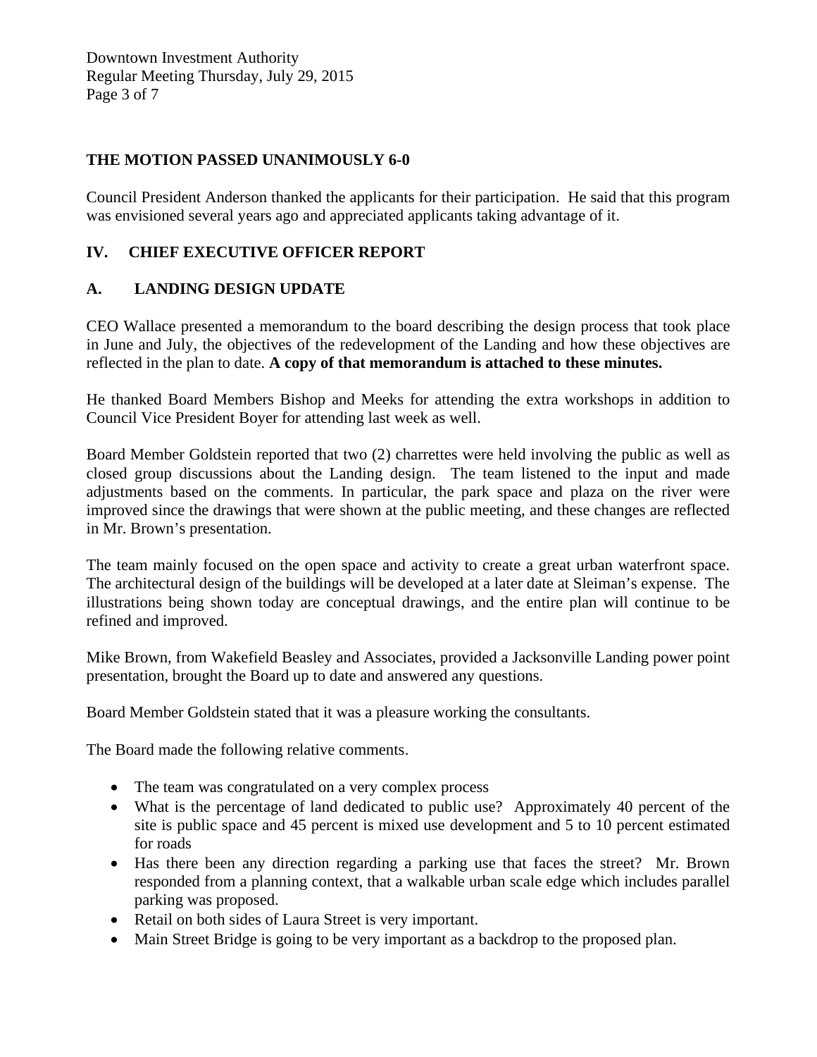**THE MOTION PASSED UNANIMOUSLY 6-0**

Council President Anderson thanked the applicants for their participation. He said that this program was envisioned several years ago and appreciated applicants taking advantage of it.

## IV. CHIEF EXECUTIVE OFFICER REPORT

### A. LANDING DESIGN UPDATE

CEO Wallace presented a memorandum to the board describing the design process that took place in June and July, the objectives of the redevelopment of the Landing and how these objectives are reflected in the plan to date. **A copy of that memorandum is attached to these minutes.**

He thanked Board Members Bishop and Meeks for attending the extra workshops in addition to Council Vice President Boyer for attending last week as well.

Board Member Goldstein reported that two (2) charrettes were held involving the public as well as closed group discussions about the Landing design. The team listened to the input and made adjustments based on the comments. In particular, the park space and plaza on the river were improved since the drawings that were shown at the public meeting, and these changes are reflected in Mr. Brown's presentation.

The team mainly focused on the open space and activity to create a great urban waterfront space. The architectural design of the buildings will be developed at a later date at Sleiman's expense. The illustrations being shown today are conceptual drawings, and the entire plan will continue to be refined and improved.

Mike Brown, from Wakefield Beasley and Associates, provided a Jacksonville Landing power point presentation, brought the Board up to date and answered any questions.

Board Member Goldstein stated that it was a pleasure working the consultants.

The Board made the following relative comments.

- The team was congratulated on a very complex process
- What is the percentage of land dedicated to public use? Approximately 40 percent of the site is public space and 45 percent is mixed use development and 5 to 10 percent estimated for roads
- Has there been any direction regarding a parking use that faces the street? Mr. Brown responded from a planning context, that a walkable urban scale edge which includes parallel parking was proposed.
- Retail on both sides of Laura Street is very important.
- Main Street Bridge is going to be very important as a backdrop to the proposed plan.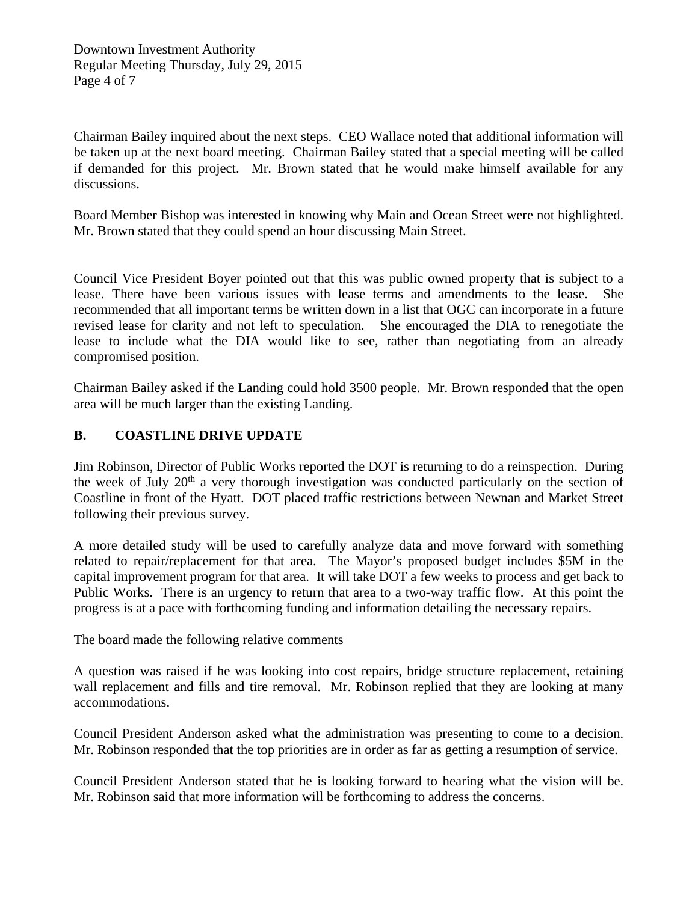Chairman Bailey inquired about the next steps. CEO Wallace noted that additional information will be taken up at the next board meeting. Chairman Bailey stated that a special meeting will be called if demanded for this project. Mr. Brown stated that he would make himself available for any discussions.

Board Member Bishop was interested in knowing why Main and Ocean Street were not highlighted. Mr. Brown stated that they could spend an hour discussing Main Street.

Council Vice President Boyer pointed out that this was public owned property that is subject to a lease. There have been various issues with lease terms and amendments to the lease. She recommended that all important terms be written down in a list that OGC can incorporate in a future revised lease for clarity and not left to speculation. She encouraged the DIA to renegotiate the lease to include what the DIA would like to see, rather than negotiating from an already compromised position.

Chairman Bailey asked if the Landing could hold 3500 people. Mr. Brown responded that the open area will be much larger than the existing Landing.

## B. COASTLINE DRIVE UPDATE

Jim Robinson, Director of Public Works reported the DOT is returning to do a reinspection. During the week of July 20th a very thorough investigation was conducted particularly on the section of Coastline in front of the Hyatt. DOT placed traffic restrictions between Newnan and Market Street following their previous survey.

A more detailed study will be used to carefully analyze data and move forward with something related to repair/replacement for that area. The Mayor's proposed budget includes $5M in the capital improvement program for that area. It will take DOT a few weeks to process and get back to Public Works. There is an urgency to return that area to a two-way traffic flow. At this point the progress is at a pace with forthcoming funding and information detailing the necessary repairs.

The board made the following relative comments

A question was raised if he was looking into cost repairs, bridge structure replacement, retaining wall replacement and fills and tire removal. Mr. Robinson replied that they are looking at many accommodations.

Council President Anderson asked what the administration was presenting to come to a decision. Mr. Robinson responded that the top priorities are in order as far as getting a resumption of service.

Council President Anderson stated that he is looking forward to hearing what the vision will be. Mr. Robinson said that more information will be forthcoming to address the concerns.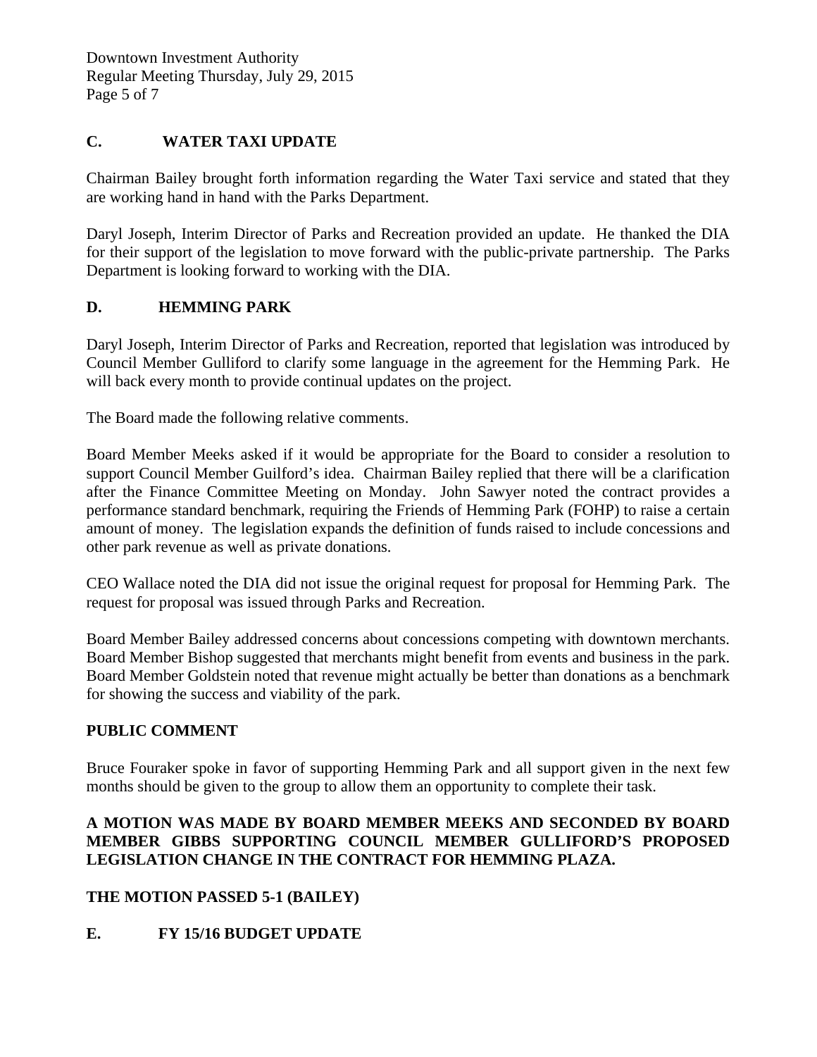## C. WATER TAXI UPDATE

Chairman Bailey brought forth information regarding the Water Taxi service and stated that they are working hand in hand with the Parks Department.

Daryl Joseph, Interim Director of Parks and Recreation provided an update. He thanked the DIA for their support of the legislation to move forward with the public-private partnership. The Parks Department is looking forward to working with the DIA.

## D. HEMMING PARK

Daryl Joseph, Interim Director of Parks and Recreation, reported that legislation was introduced by Council Member Gulliford to clarify some language in the agreement for the Hemming Park. He will back every month to provide continual updates on the project.

The Board made the following relative comments.

Board Member Meeks asked if it would be appropriate for the Board to consider a resolution to support Council Member Guilford's idea. Chairman Bailey replied that there will be a clarification after the Finance Committee Meeting on Monday. John Sawyer noted the contract provides a performance standard benchmark, requiring the Friends of Hemming Park (FOHP) to raise a certain amount of money. The legislation expands the definition of funds raised to include concessions and other park revenue as well as private donations.

CEO Wallace noted the DIA did not issue the original request for proposal for Hemming Park. The request for proposal was issued through Parks and Recreation.

Board Member Bailey addressed concerns about concessions competing with downtown merchants. Board Member Bishop suggested that merchants might benefit from events and business in the park. Board Member Goldstein noted that revenue might actually be better than donations as a benchmark for showing the success and viability of the park.

## PUBLIC COMMENT

Bruce Fouraker spoke in favor of supporting Hemming Park and all support given in the next few months should be given to the group to allow them an opportunity to complete their task.

**A MOTION WAS MADE BY BOARD MEMBER MEEKS AND SECONDED BY BOARD MEMBER GIBBS SUPPORTING COUNCIL MEMBER GULLIFORD'S PROPOSED LEGISLATION CHANGE IN THE CONTRACT FOR HEMMING PLAZA.**

**THE MOTION PASSED 5-1 (BAILEY)**

## E. FY 15/16 BUDGET UPDATE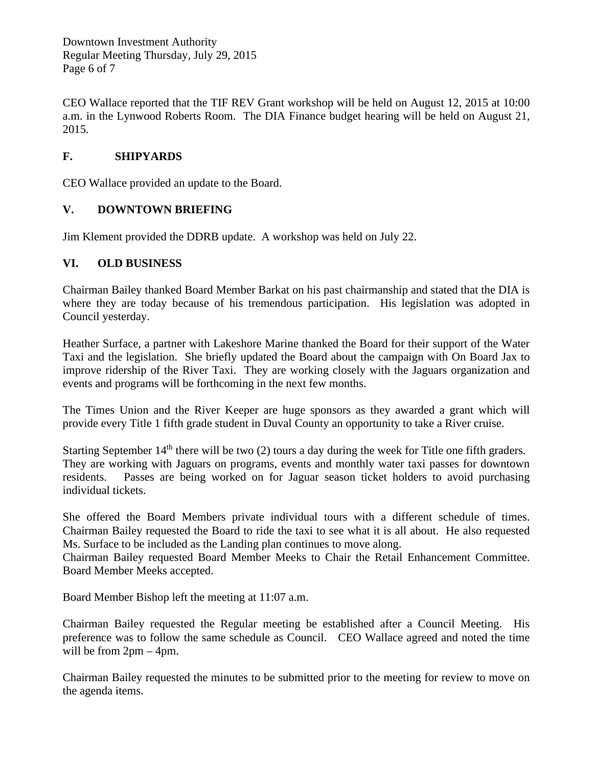CEO Wallace reported that the TIF REV Grant workshop will be held on August 12, 2015 at 10:00 a.m. in the Lynwood Roberts Room. The DIA Finance budget hearing will be held on August 21, 2015.

## F. SHIPYARDS

CEO Wallace provided an update to the Board.

## V. DOWNTOWN BRIEFING

Jim Klement provided the DDRB update. A workshop was held on July 22.

## VI. OLD BUSINESS

Chairman Bailey thanked Board Member Barkat on his past chairmanship and stated that the DIA is where they are today because of his tremendous participation. His legislation was adopted in Council yesterday.

Heather Surface, a partner with Lakeshore Marine thanked the Board for their support of the Water Taxi and the legislation. She briefly updated the Board about the campaign with On Board Jax to improve ridership of the River Taxi. They are working closely with the Jaguars organization and events and programs will be forthcoming in the next few months.

The Times Union and the River Keeper are huge sponsors as they awarded a grant which will provide every Title 1 fifth grade student in Duval County an opportunity to take a River cruise.

Starting September 14th there will be two (2) tours a day during the week for Title one fifth graders. They are working with Jaguars on programs, events and monthly water taxi passes for downtown residents. Passes are being worked on for Jaguar season ticket holders to avoid purchasing individual tickets.

She offered the Board Members private individual tours with a different schedule of times. Chairman Bailey requested the Board to ride the taxi to see what it is all about. He also requested Ms. Surface to be included as the Landing plan continues to move along.
Chairman Bailey requested Board Member Meeks to Chair the Retail Enhancement Committee. Board Member Meeks accepted.

Board Member Bishop left the meeting at 11:07 a.m.

Chairman Bailey requested the Regular meeting be established after a Council Meeting. His preference was to follow the same schedule as Council. CEO Wallace agreed and noted the time will be from 2pm – 4pm.

Chairman Bailey requested the minutes to be submitted prior to the meeting for review to move on the agenda items.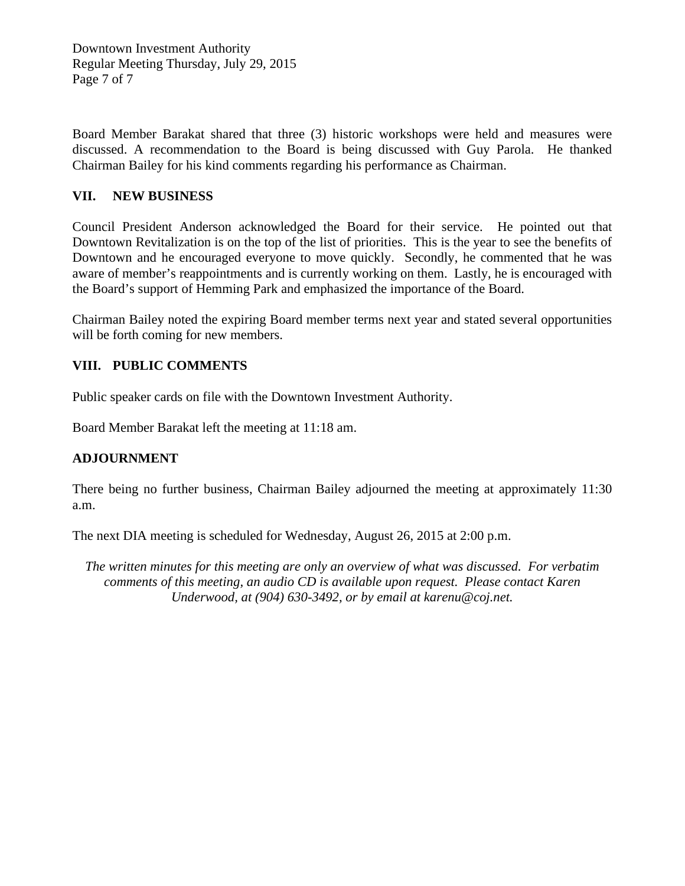Board Member Barakat shared that three (3) historic workshops were held and measures were discussed. A recommendation to the Board is being discussed with Guy Parola. He thanked Chairman Bailey for his kind comments regarding his performance as Chairman.

## VII. NEW BUSINESS

Council President Anderson acknowledged the Board for their service. He pointed out that Downtown Revitalization is on the top of the list of priorities. This is the year to see the benefits of Downtown and he encouraged everyone to move quickly. Secondly, he commented that he was aware of member's reappointments and is currently working on them. Lastly, he is encouraged with the Board's support of Hemming Park and emphasized the importance of the Board.

Chairman Bailey noted the expiring Board member terms next year and stated several opportunities will be forth coming for new members.

## VIII. PUBLIC COMMENTS

Public speaker cards on file with the Downtown Investment Authority.

Board Member Barakat left the meeting at 11:18 am.

## ADJOURNMENT

There being no further business, Chairman Bailey adjourned the meeting at approximately 11:30 a.m.

The next DIA meeting is scheduled for Wednesday, August 26, 2015 at 2:00 p.m.

*The written minutes for this meeting are only an overview of what was discussed. For verbatim comments of this meeting, an audio CD is available upon request. Please contact Karen Underwood, at (904) 630-3492, or by email at karenu@coj.net.*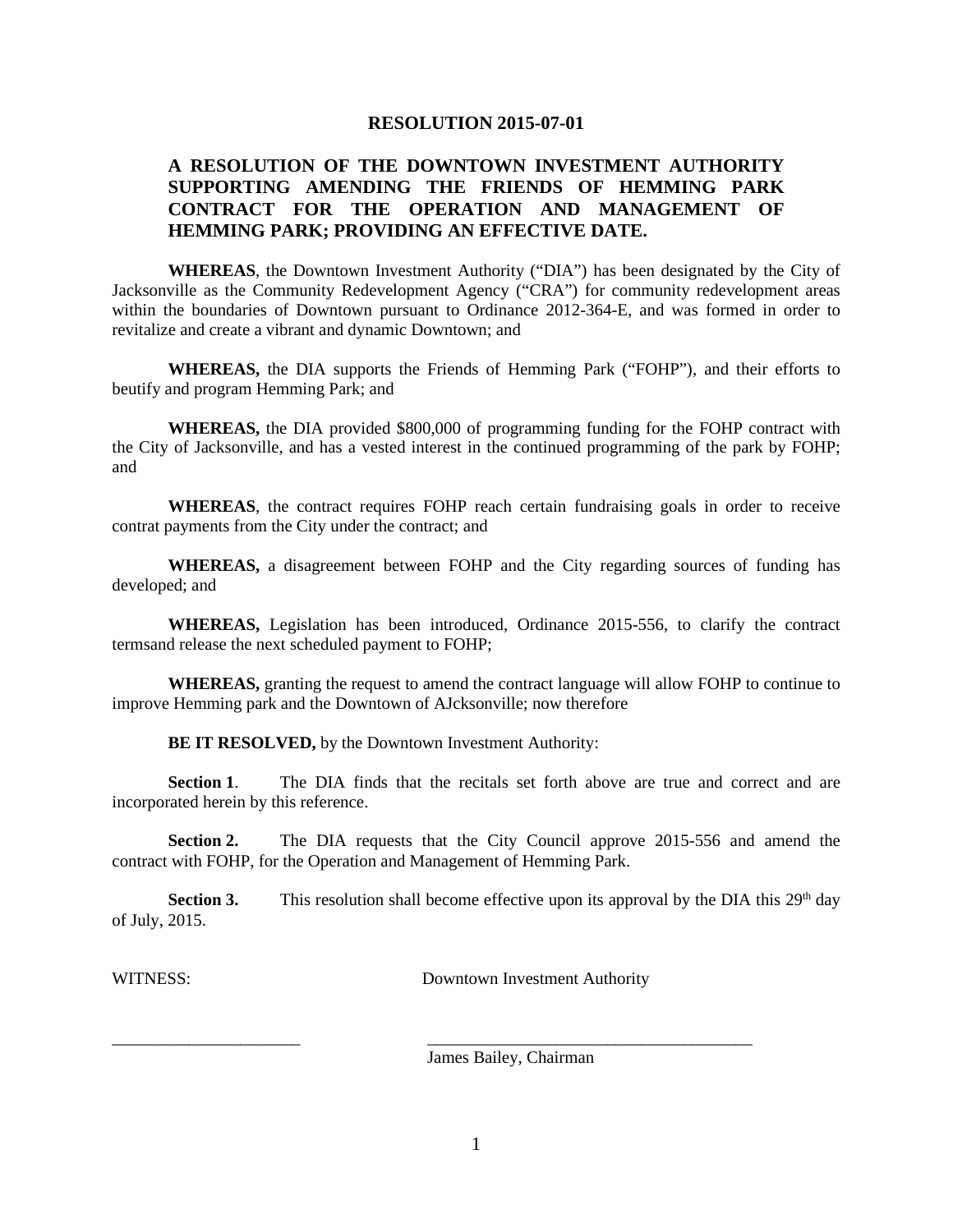**RESOLUTION 2015-07-01**

**A RESOLUTION OF THE DOWNTOWN INVESTMENT AUTHORITY SUPPORTING AMENDING THE FRIENDS OF HEMMING PARK CONTRACT FOR THE OPERATION AND MANAGEMENT OF HEMMING PARK; PROVIDING AN EFFECTIVE DATE.**

**WHEREAS**, the Downtown Investment Authority ("DIA") has been designated by the City of Jacksonville as the Community Redevelopment Agency ("CRA") for community redevelopment areas within the boundaries of Downtown pursuant to Ordinance 2012-364-E, and was formed in order to revitalize and create a vibrant and dynamic Downtown; and

**WHEREAS,** the DIA supports the Friends of Hemming Park ("FOHP"), and their efforts to beutify and program Hemming Park; and

**WHEREAS,** the DIA provided $800,000 of programming funding for the FOHP contract with the City of Jacksonville, and has a vested interest in the continued programming of the park by FOHP; and

**WHEREAS**, the contract requires FOHP reach certain fundraising goals in order to receive contrat payments from the City under the contract; and

**WHEREAS,** a disagreement between FOHP and the City regarding sources of funding has developed; and

**WHEREAS,** Legislation has been introduced, Ordinance 2015-556, to clarify the contract termsand release the next scheduled payment to FOHP;

**WHEREAS,** granting the request to amend the contract language will allow FOHP to continue to improve Hemming park and the Downtown of AJcksonville; now therefore

**BE IT RESOLVED,** by the Downtown Investment Authority:

**Section 1**. The DIA finds that the recitals set forth above are true and correct and are incorporated herein by this reference.

**Section 2.** The DIA requests that the City Council approve 2015-556 and amend the contract with FOHP, for the Operation and Management of Hemming Park.

**Section 3.** This resolution shall become effective upon its approval by the DIA this 29th day of July, 2015.

WITNESS: Downtown Investment Authority

______________________ ______________________________________

James Bailey, Chairman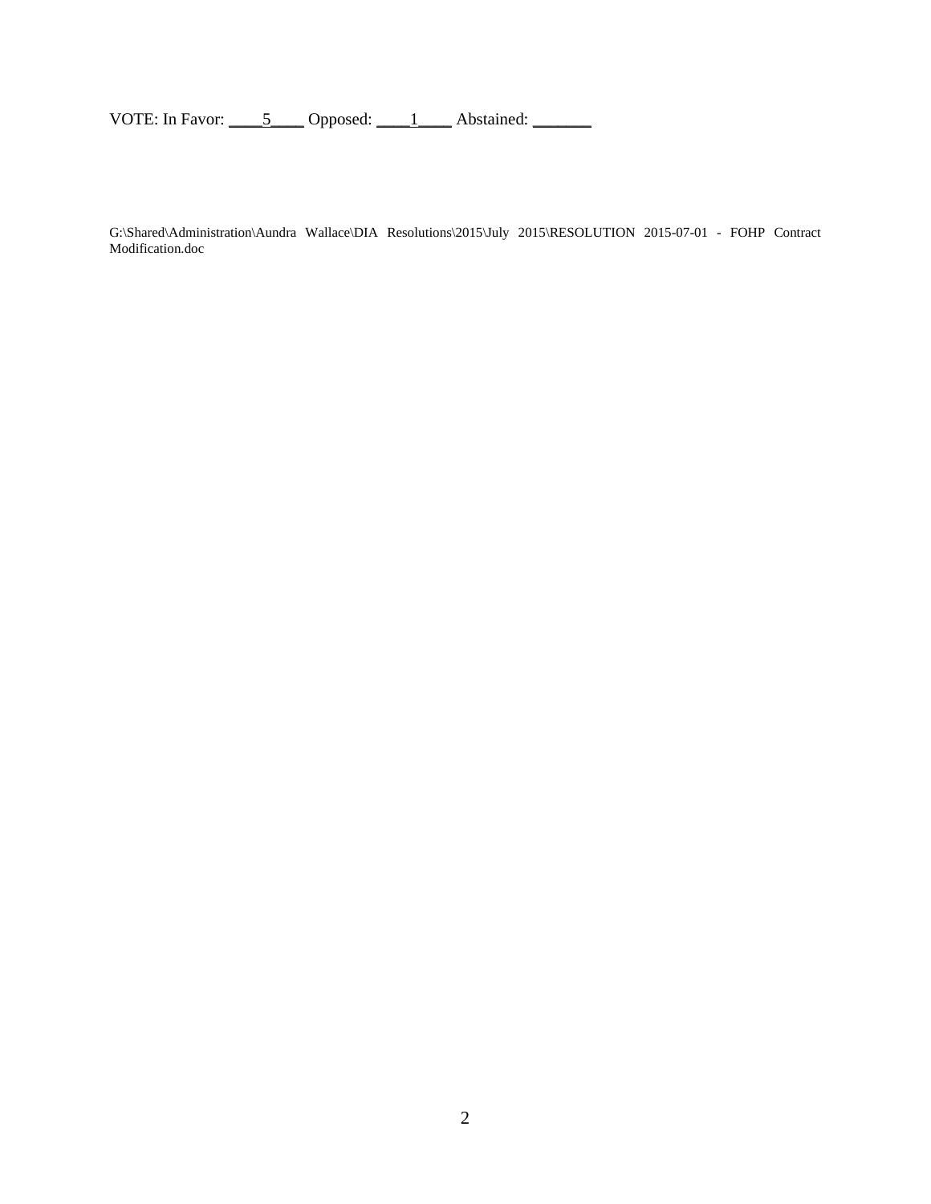VOTE: In Favor: ____5____ Opposed: ____1____ Abstained: _______

G:\Shared\Administration\Aundra Wallace\DIA Resolutions\2015\July 2015\RESOLUTION 2015-07-01 - FOHP Contract Modification.doc